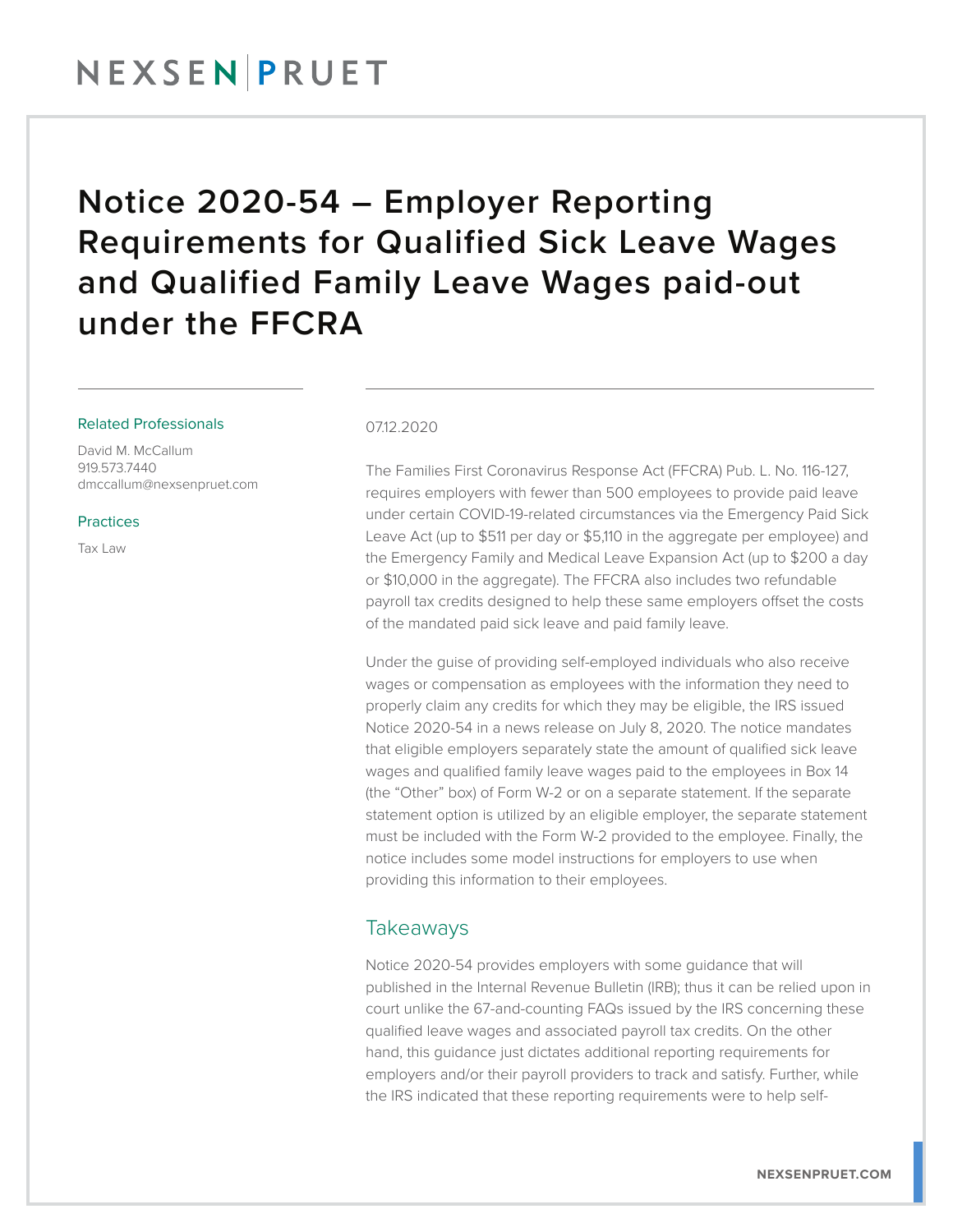# Notice 2020-54 – Employer Reporting Requirements for Qualified Sick Leave Wages and Qualified Family Leave Wages paid-out under the FFCRA

**Related Professionals**

David M. McCallum
919.573.7440
dmccallum@nexsenpruet.com

**Practices**

Tax Law

07.12.2020

The Families First Coronavirus Response Act (FFCRA) Pub. L. No. 116-127, requires employers with fewer than 500 employees to provide paid leave under certain COVID-19-related circumstances via the Emergency Paid Sick Leave Act (up to $511 per day or $5,110 in the aggregate per employee) and the Emergency Family and Medical Leave Expansion Act (up to $200 a day or $10,000 in the aggregate). The FFCRA also includes two refundable payroll tax credits designed to help these same employers offset the costs of the mandated paid sick leave and paid family leave.

Under the guise of providing self-employed individuals who also receive wages or compensation as employees with the information they need to properly claim any credits for which they may be eligible, the IRS issued Notice 2020-54 in a news release on July 8, 2020. The notice mandates that eligible employers separately state the amount of qualified sick leave wages and qualified family leave wages paid to the employees in Box 14 (the "Other" box) of Form W-2 or on a separate statement. If the separate statement option is utilized by an eligible employer, the separate statement must be included with the Form W-2 provided to the employee. Finally, the notice includes some model instructions for employers to use when providing this information to their employees.

## Takeaways

Notice 2020-54 provides employers with some guidance that will published in the Internal Revenue Bulletin (IRB); thus it can be relied upon in court unlike the 67-and-counting FAQs issued by the IRS concerning these qualified leave wages and associated payroll tax credits. On the other hand, this guidance just dictates additional reporting requirements for employers and/or their payroll providers to track and satisfy. Further, while the IRS indicated that these reporting requirements were to help self-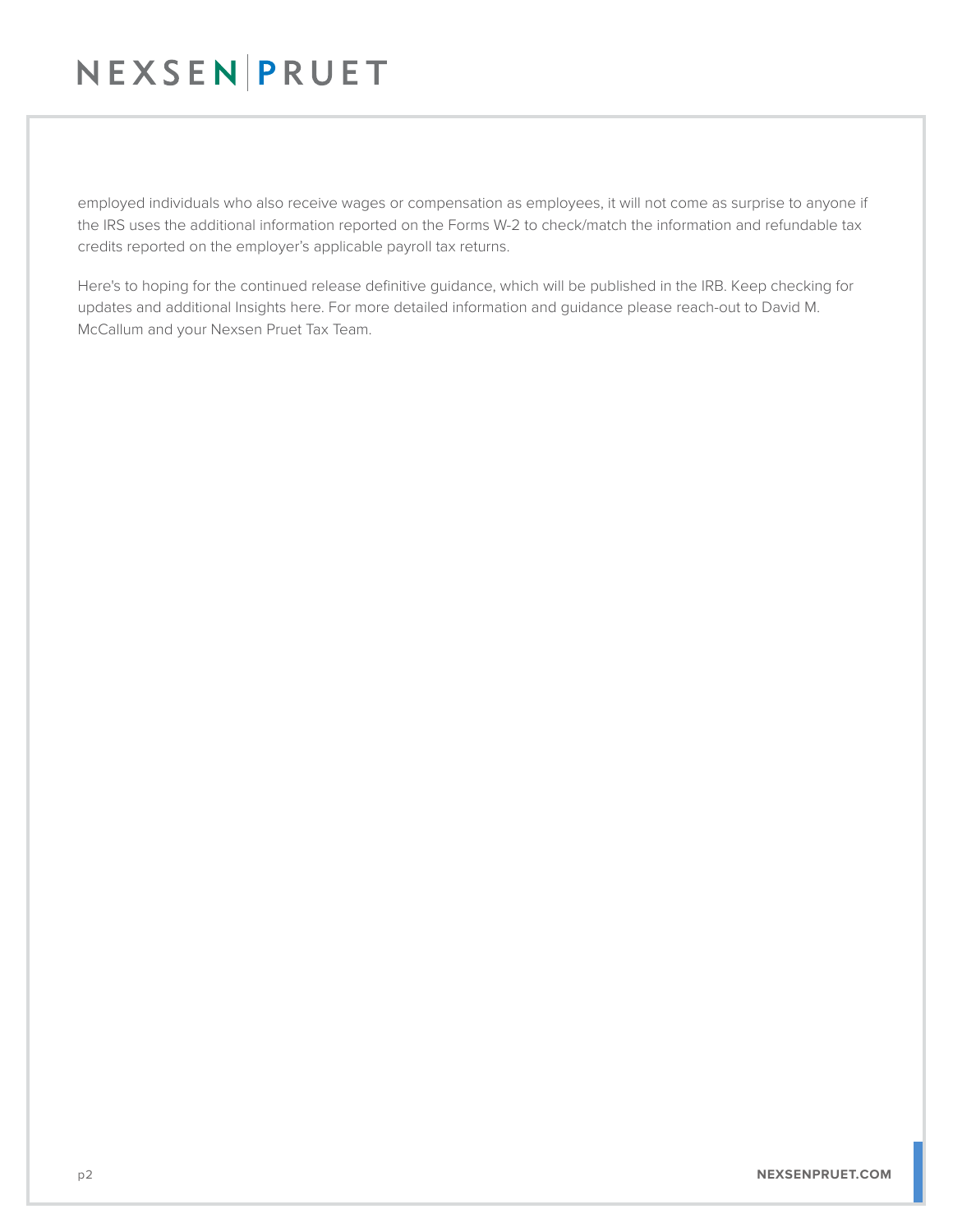employed individuals who also receive wages or compensation as employees, it will not come as surprise to anyone if the IRS uses the additional information reported on the Forms W-2 to check/match the information and refundable tax credits reported on the employer's applicable payroll tax returns.

Here's to hoping for the continued release definitive guidance, which will be published in the IRB. Keep checking for updates and additional Insights here. For more detailed information and guidance please reach-out to David M. McCallum and your Nexsen Pruet Tax Team.